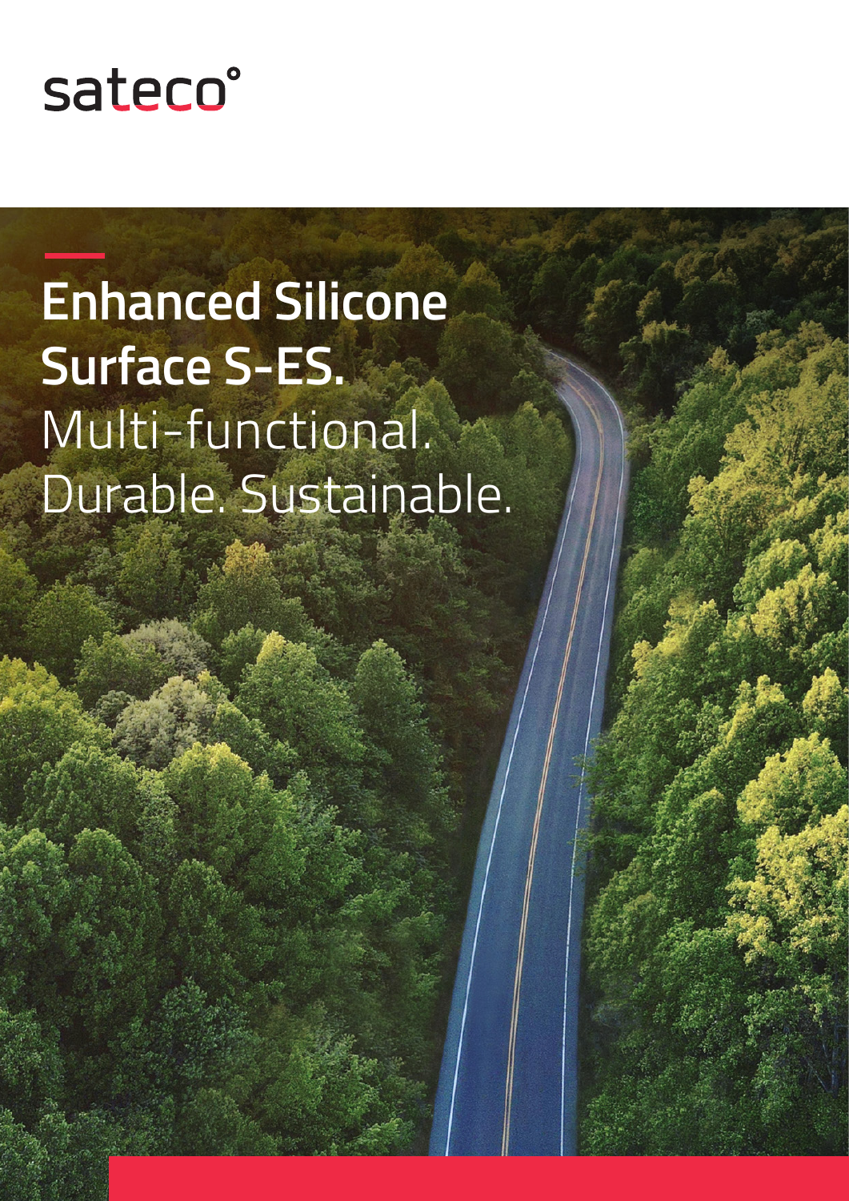sateco°

# Enhanced Silicone Surface S-ES.

Multi-functional.
Durable. Sustainable.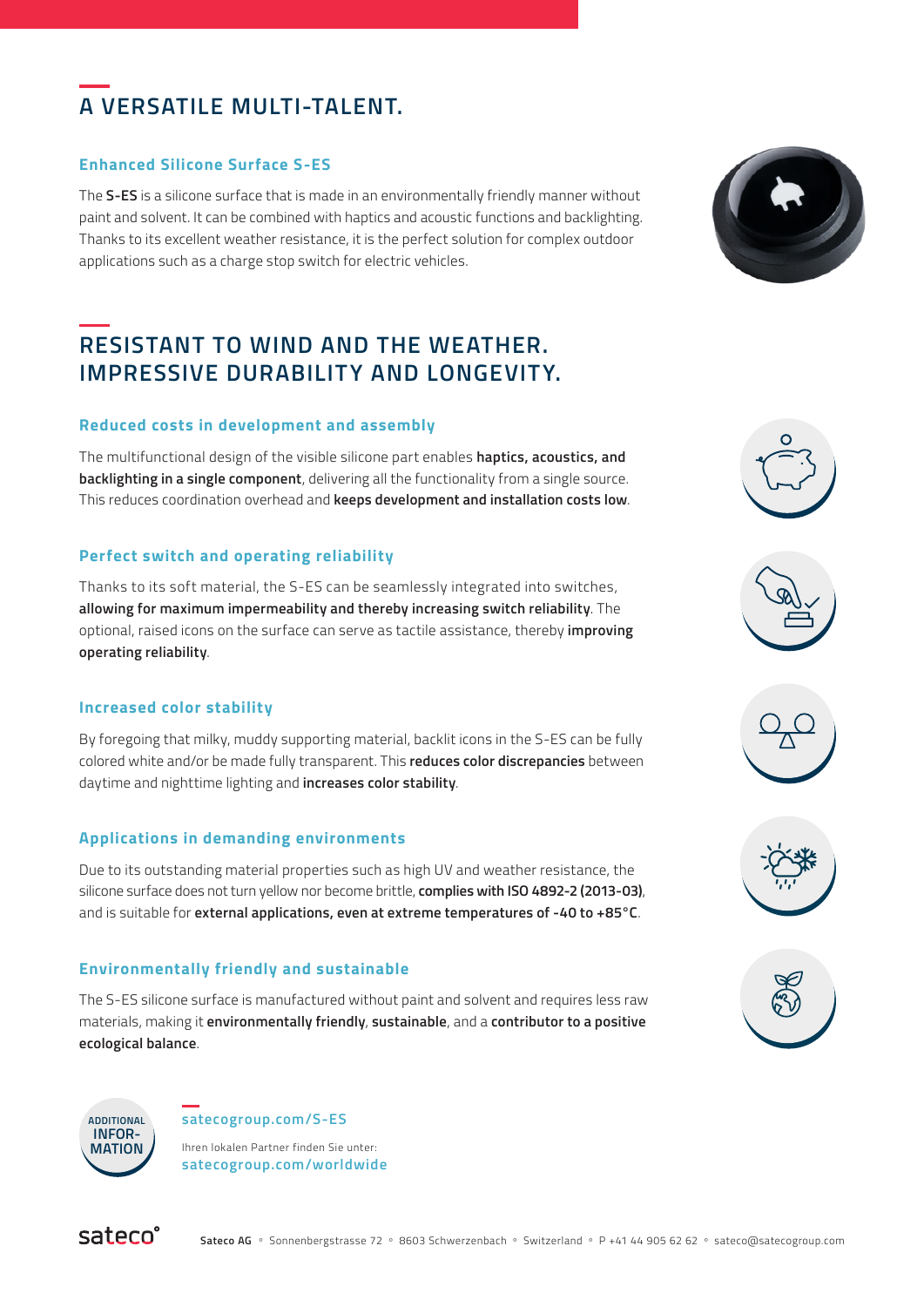## A VERSATILE MULTI-TALENT.

### Enhanced Silicone Surface S-ES

The **S-ES** is a silicone surface that is made in an environmentally friendly manner without paint and solvent. It can be combined with haptics and acoustic functions and backlighting. Thanks to its excellent weather resistance, it is the perfect solution for complex outdoor applications such as a charge stop switch for electric vehicles.

## RESISTANT TO WIND AND THE WEATHER. IMPRESSIVE DURABILITY AND LONGEVITY.

### Reduced costs in development and assembly

The multifunctional design of the visible silicone part enables **haptics, acoustics, and backlighting in a single component**, delivering all the functionality from a single source. This reduces coordination overhead and **keeps development and installation costs low**.

### Perfect switch and operating reliability

Thanks to its soft material, the S-ES can be seamlessly integrated into switches, **allowing for maximum impermeability and thereby increasing switch reliability**. The optional, raised icons on the surface can serve as tactile assistance, thereby **improving operating reliability**.

### Increased color stability

By foregoing that milky, muddy supporting material, backlit icons in the S-ES can be fully colored white and/or be made fully transparent. This **reduces color discrepancies** between daytime and nighttime lighting and **increases color stability**.

### Applications in demanding environments

Due to its outstanding material properties such as high UV and weather resistance, the silicone surface does not turn yellow nor become brittle, **complies with ISO 4892-2 (2013-03)**, and is suitable for **external applications, even at extreme temperatures of -40 to +85°C**.

### Environmentally friendly and sustainable

The S-ES silicone surface is manufactured without paint and solvent and requires less raw materials, making it **environmentally friendly**, **sustainable**, and a **contributor to a positive ecological balance**.

ADDITIONAL INFOR-MATION

satecogroup.com/S-ES

Ihren lokalen Partner finden Sie unter:
satecogroup.com/worldwide

sateco°

**Sateco AG** ∘ Sonnenbergstrasse 72 ∘ 8603 Schwerzenbach ∘ Switzerland ∘ P +41 44 905 62 62 ∘ sateco@satecogroup.com